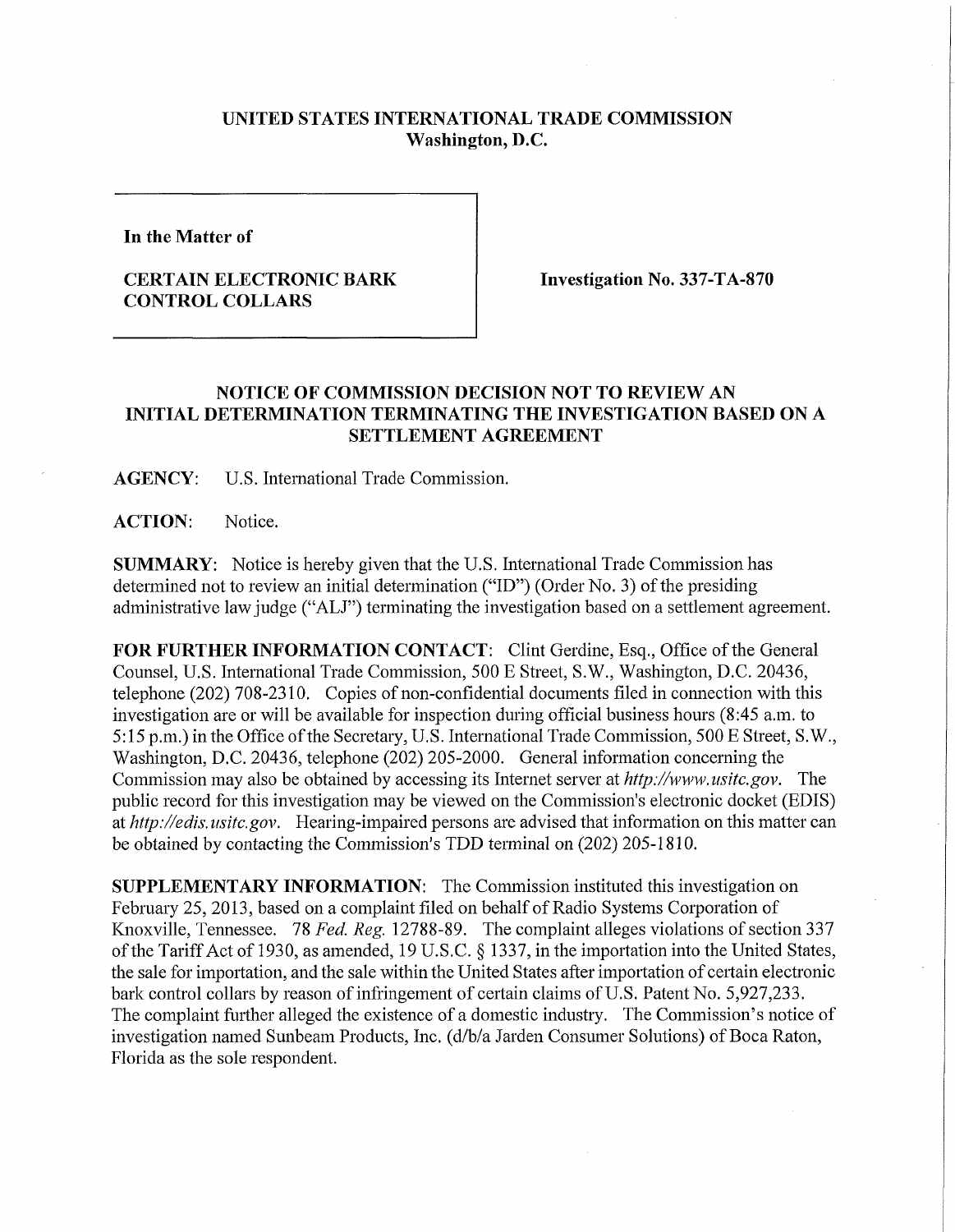**UNITED STATES INTERNATIONAL TRADE COMMISSION**
**Washington, D.C.**

**In the Matter of**

**CERTAIN ELECTRONIC BARK CONTROL COLLARS**

**Investigation No. 337-TA-870**

**NOTICE OF COMMISSION DECISION NOT TO REVIEW AN INITIAL DETERMINATION TERMINATING THE INVESTIGATION BASED ON A SETTLEMENT AGREEMENT**

**AGENCY:** U.S. International Trade Commission.

**ACTION:** Notice.

**SUMMARY:** Notice is hereby given that the U.S. International Trade Commission has determined not to review an initial determination ("ID") (Order No. 3) of the presiding administrative law judge ("ALJ") terminating the investigation based on a settlement agreement.

**FOR FURTHER INFORMATION CONTACT:** Clint Gerdine, Esq., Office of the General Counsel, U.S. International Trade Commission, 500 E Street, S.W., Washington, D.C. 20436, telephone (202) 708-2310. Copies of non-confidential documents filed in connection with this investigation are or will be available for inspection during official business hours (8:45 a.m. to 5:15 p.m.) in the Office of the Secretary, U.S. International Trade Commission, 500 E Street, S.W., Washington, D.C. 20436, telephone (202) 205-2000. General information concerning the Commission may also be obtained by accessing its Internet server at *http://www.usitc.gov*. The public record for this investigation may be viewed on the Commission's electronic docket (EDIS) at *http://edis.usitc.gov*. Hearing-impaired persons are advised that information on this matter can be obtained by contacting the Commission's TDD terminal on (202) 205-1810.

**SUPPLEMENTARY INFORMATION:** The Commission instituted this investigation on February 25, 2013, based on a complaint filed on behalf of Radio Systems Corporation of Knoxville, Tennessee. 78 *Fed. Reg.* 12788-89. The complaint alleges violations of section 337 of the Tariff Act of 1930, as amended, 19 U.S.C. § 1337, in the importation into the United States, the sale for importation, and the sale within the United States after importation of certain electronic bark control collars by reason of infringement of certain claims of U.S. Patent No. 5,927,233. The complaint further alleged the existence of a domestic industry. The Commission's notice of investigation named Sunbeam Products, Inc. (d/b/a Jarden Consumer Solutions) of Boca Raton, Florida as the sole respondent.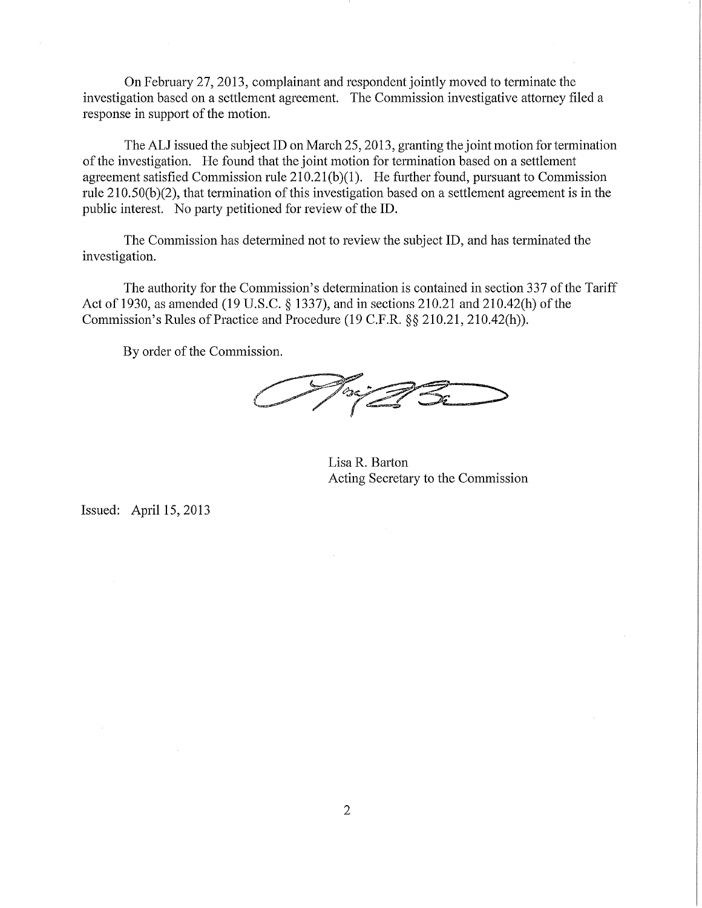On February 27, 2013, complainant and respondent jointly moved to terminate the investigation based on a settlement agreement. The Commission investigative attorney filed a response in support of the motion.

The ALJ issued the subject ID on March 25, 2013, granting the joint motion for termination of the investigation. He found that the joint motion for termination based on a settlement agreement satisfied Commission rule 210.21(b)(1). He further found, pursuant to Commission rule 210.50(b)(2), that termination of this investigation based on a settlement agreement is in the public interest. No party petitioned for review of the ID.

The Commission has determined not to review the subject ID, and has terminated the investigation.

The authority for the Commission's determination is contained in section 337 of the Tariff Act of 1930, as amended (19 U.S.C. § 1337), and in sections 210.21 and 210.42(h) of the Commission's Rules of Practice and Procedure (19 C.F.R. §§ 210.21, 210.42(h)).

By order of the Commission.

Lisa R. Barton
Acting Secretary to the Commission

Issued: April 15, 2013